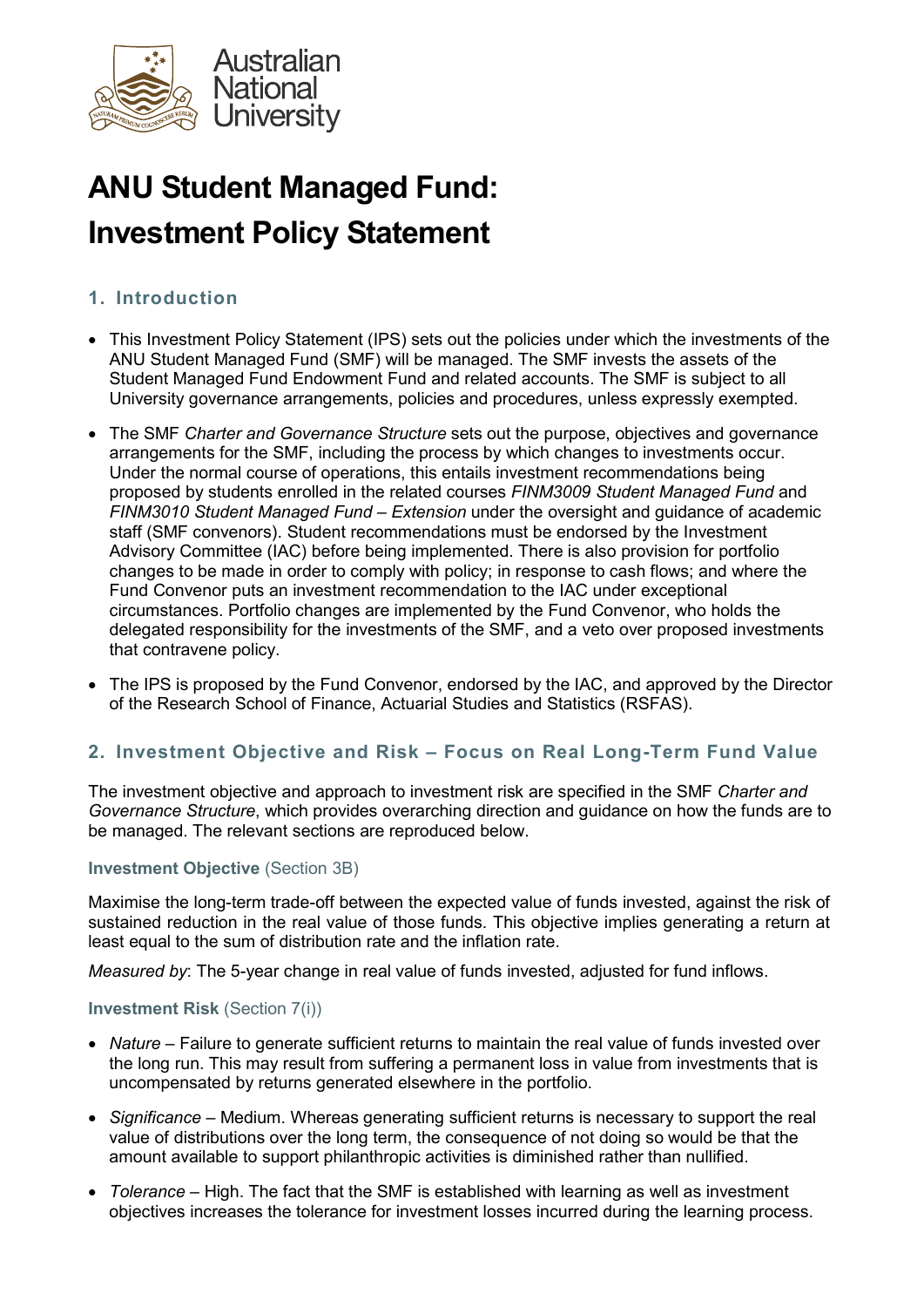# ANU Student Managed Fund: Investment Policy Statement

## 1. Introduction

- This Investment Policy Statement (IPS) sets out the policies under which the investments of the ANU Student Managed Fund (SMF) will be managed. The SMF invests the assets of the Student Managed Fund Endowment Fund and related accounts. The SMF is subject to all University governance arrangements, policies and procedures, unless expressly exempted.
- The SMF *Charter and Governance Structure* sets out the purpose, objectives and governance arrangements for the SMF, including the process by which changes to investments occur. Under the normal course of operations, this entails investment recommendations being proposed by students enrolled in the related courses *FINM3009 Student Managed Fund* and *FINM3010 Student Managed Fund – Extension* under the oversight and guidance of academic staff (SMF convenors). Student recommendations must be endorsed by the Investment Advisory Committee (IAC) before being implemented. There is also provision for portfolio changes to be made in order to comply with policy; in response to cash flows; and where the Fund Convenor puts an investment recommendation to the IAC under exceptional circumstances. Portfolio changes are implemented by the Fund Convenor, who holds the delegated responsibility for the investments of the SMF, and a veto over proposed investments that contravene policy.
- The IPS is proposed by the Fund Convenor, endorsed by the IAC, and approved by the Director of the Research School of Finance, Actuarial Studies and Statistics (RSFAS).

## 2. Investment Objective and Risk – Focus on Real Long-Term Fund Value

The investment objective and approach to investment risk are specified in the SMF *Charter and Governance Structure*, which provides overarching direction and guidance on how the funds are to be managed. The relevant sections are reproduced below.

### Investment Objective (Section 3B)

Maximise the long-term trade-off between the expected value of funds invested, against the risk of sustained reduction in the real value of those funds. This objective implies generating a return at least equal to the sum of distribution rate and the inflation rate.

*Measured by*: The 5-year change in real value of funds invested, adjusted for fund inflows.

### Investment Risk (Section 7(i))

- *Nature* – Failure to generate sufficient returns to maintain the real value of funds invested over the long run. This may result from suffering a permanent loss in value from investments that is uncompensated by returns generated elsewhere in the portfolio.
- *Significance* – Medium. Whereas generating sufficient returns is necessary to support the real value of distributions over the long term, the consequence of not doing so would be that the amount available to support philanthropic activities is diminished rather than nullified.
- *Tolerance* – High. The fact that the SMF is established with learning as well as investment objectives increases the tolerance for investment losses incurred during the learning process.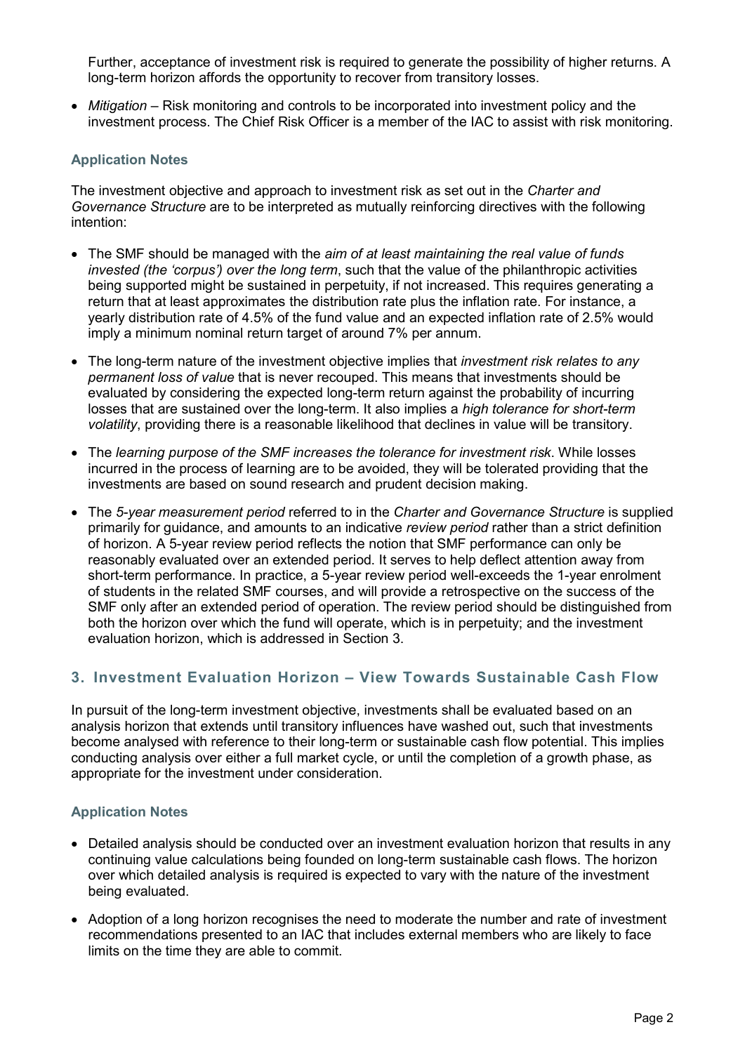Further, acceptance of investment risk is required to generate the possibility of higher returns. A long-term horizon affords the opportunity to recover from transitory losses.

- *Mitigation* – Risk monitoring and controls to be incorporated into investment policy and the investment process. The Chief Risk Officer is a member of the IAC to assist with risk monitoring.

### Application Notes

The investment objective and approach to investment risk as set out in the *Charter and Governance Structure* are to be interpreted as mutually reinforcing directives with the following intention:

- The SMF should be managed with the *aim of at least maintaining the real value of funds invested (the 'corpus') over the long term*, such that the value of the philanthropic activities being supported might be sustained in perpetuity, if not increased. This requires generating a return that at least approximates the distribution rate plus the inflation rate. For instance, a yearly distribution rate of 4.5% of the fund value and an expected inflation rate of 2.5% would imply a minimum nominal return target of around 7% per annum.
- The long-term nature of the investment objective implies that *investment risk relates to any permanent loss of value* that is never recouped. This means that investments should be evaluated by considering the expected long-term return against the probability of incurring losses that are sustained over the long-term. It also implies a *high tolerance for short-term volatility*, providing there is a reasonable likelihood that declines in value will be transitory.
- The *learning purpose of the SMF increases the tolerance for investment risk*. While losses incurred in the process of learning are to be avoided, they will be tolerated providing that the investments are based on sound research and prudent decision making.
- The *5-year measurement period* referred to in the *Charter and Governance Structure* is supplied primarily for guidance, and amounts to an indicative *review period* rather than a strict definition of horizon. A 5-year review period reflects the notion that SMF performance can only be reasonably evaluated over an extended period. It serves to help deflect attention away from short-term performance. In practice, a 5-year review period well-exceeds the 1-year enrolment of students in the related SMF courses, and will provide a retrospective on the success of the SMF only after an extended period of operation. The review period should be distinguished from both the horizon over which the fund will operate, which is in perpetuity; and the investment evaluation horizon, which is addressed in Section 3.

## 3. Investment Evaluation Horizon – View Towards Sustainable Cash Flow

In pursuit of the long-term investment objective, investments shall be evaluated based on an analysis horizon that extends until transitory influences have washed out, such that investments become analysed with reference to their long-term or sustainable cash flow potential. This implies conducting analysis over either a full market cycle, or until the completion of a growth phase, as appropriate for the investment under consideration.

### Application Notes

- Detailed analysis should be conducted over an investment evaluation horizon that results in any continuing value calculations being founded on long-term sustainable cash flows. The horizon over which detailed analysis is required is expected to vary with the nature of the investment being evaluated.
- Adoption of a long horizon recognises the need to moderate the number and rate of investment recommendations presented to an IAC that includes external members who are likely to face limits on the time they are able to commit.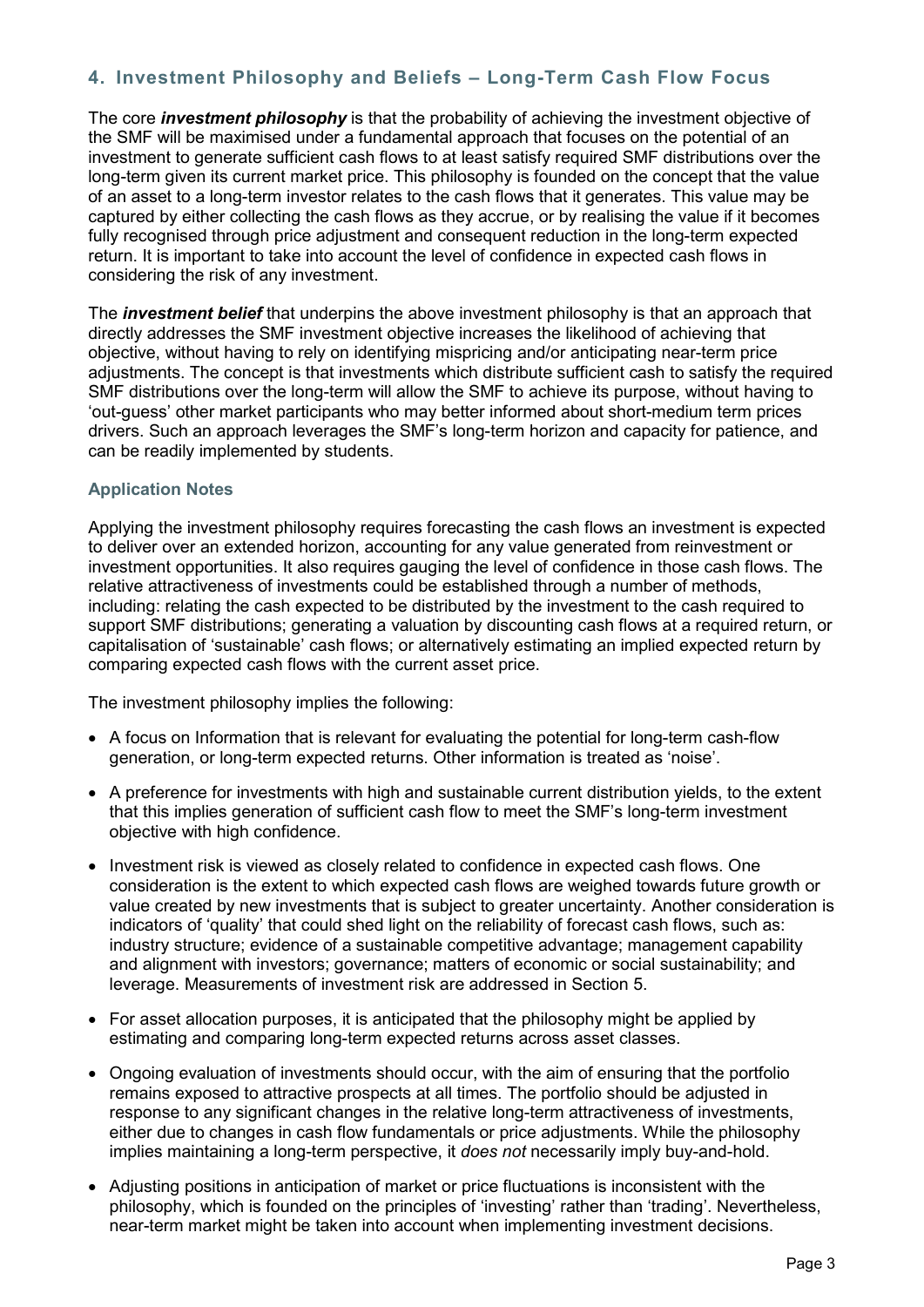## 4. Investment Philosophy and Beliefs – Long-Term Cash Flow Focus

The core ***investment philosophy*** is that the probability of achieving the investment objective of the SMF will be maximised under a fundamental approach that focuses on the potential of an investment to generate sufficient cash flows to at least satisfy required SMF distributions over the long-term given its current market price. This philosophy is founded on the concept that the value of an asset to a long-term investor relates to the cash flows that it generates. This value may be captured by either collecting the cash flows as they accrue, or by realising the value if it becomes fully recognised through price adjustment and consequent reduction in the long-term expected return. It is important to take into account the level of confidence in expected cash flows in considering the risk of any investment.

The ***investment belief*** that underpins the above investment philosophy is that an approach that directly addresses the SMF investment objective increases the likelihood of achieving that objective, without having to rely on identifying mispricing and/or anticipating near-term price adjustments. The concept is that investments which distribute sufficient cash to satisfy the required SMF distributions over the long-term will allow the SMF to achieve its purpose, without having to 'out-guess' other market participants who may better informed about short-medium term prices drivers. Such an approach leverages the SMF's long-term horizon and capacity for patience, and can be readily implemented by students.

### Application Notes

Applying the investment philosophy requires forecasting the cash flows an investment is expected to deliver over an extended horizon, accounting for any value generated from reinvestment or investment opportunities. It also requires gauging the level of confidence in those cash flows. The relative attractiveness of investments could be established through a number of methods, including: relating the cash expected to be distributed by the investment to the cash required to support SMF distributions; generating a valuation by discounting cash flows at a required return, or capitalisation of 'sustainable' cash flows; or alternatively estimating an implied expected return by comparing expected cash flows with the current asset price.

The investment philosophy implies the following:

- A focus on Information that is relevant for evaluating the potential for long-term cash-flow generation, or long-term expected returns. Other information is treated as 'noise'.
- A preference for investments with high and sustainable current distribution yields, to the extent that this implies generation of sufficient cash flow to meet the SMF's long-term investment objective with high confidence.
- Investment risk is viewed as closely related to confidence in expected cash flows. One consideration is the extent to which expected cash flows are weighed towards future growth or value created by new investments that is subject to greater uncertainty. Another consideration is indicators of 'quality' that could shed light on the reliability of forecast cash flows, such as: industry structure; evidence of a sustainable competitive advantage; management capability and alignment with investors; governance; matters of economic or social sustainability; and leverage. Measurements of investment risk are addressed in Section 5.
- For asset allocation purposes, it is anticipated that the philosophy might be applied by estimating and comparing long-term expected returns across asset classes.
- Ongoing evaluation of investments should occur, with the aim of ensuring that the portfolio remains exposed to attractive prospects at all times. The portfolio should be adjusted in response to any significant changes in the relative long-term attractiveness of investments, either due to changes in cash flow fundamentals or price adjustments. While the philosophy implies maintaining a long-term perspective, it *does not* necessarily imply buy-and-hold.
- Adjusting positions in anticipation of market or price fluctuations is inconsistent with the philosophy, which is founded on the principles of 'investing' rather than 'trading'. Nevertheless, near-term market might be taken into account when implementing investment decisions.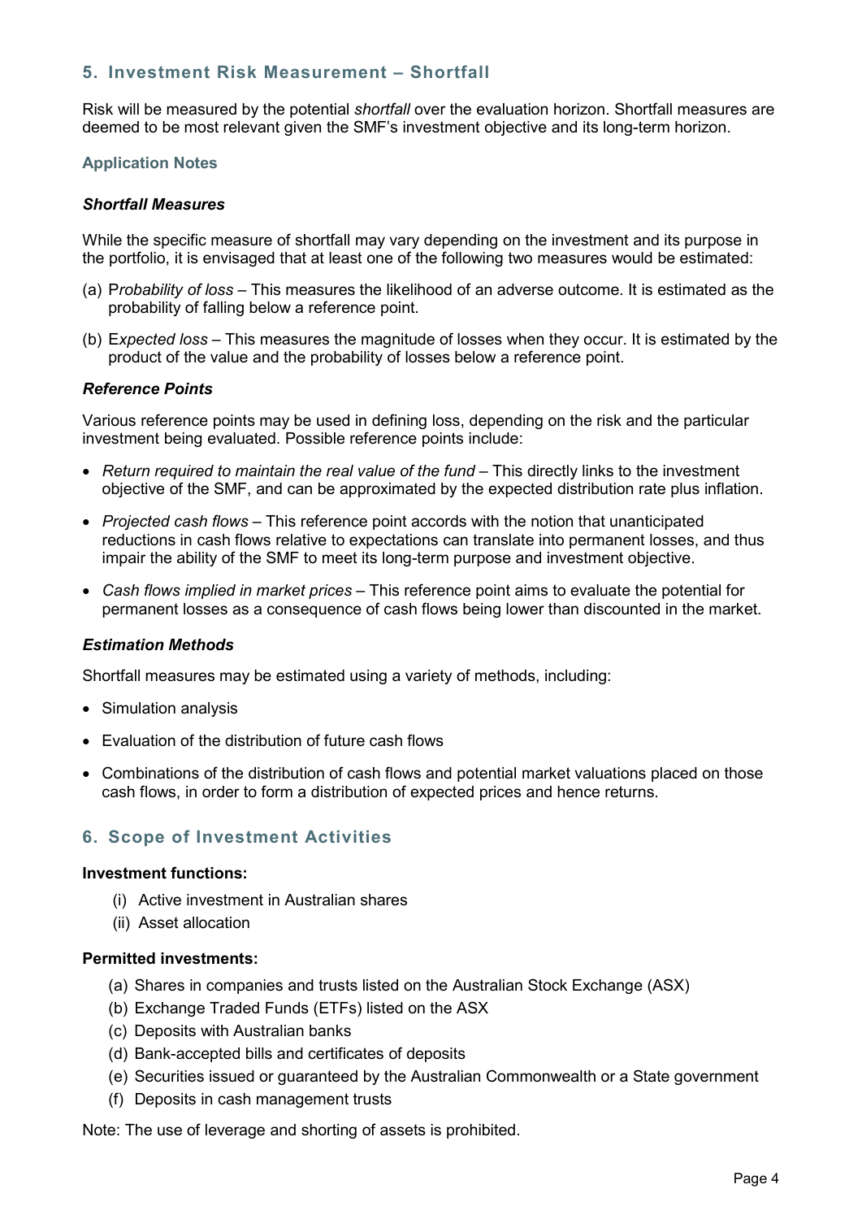## 5. Investment Risk Measurement – Shortfall

Risk will be measured by the potential *shortfall* over the evaluation horizon. Shortfall measures are deemed to be most relevant given the SMF's investment objective and its long-term horizon.

### Application Notes

***Shortfall Measures***

While the specific measure of shortfall may vary depending on the investment and its purpose in the portfolio, it is envisaged that at least one of the following two measures would be estimated:

(a) P*robability of loss* – This measures the likelihood of an adverse outcome. It is estimated as the probability of falling below a reference point.

(b) E*xpected loss* – This measures the magnitude of losses when they occur. It is estimated by the product of the value and the probability of losses below a reference point.

***Reference Points***

Various reference points may be used in defining loss, depending on the risk and the particular investment being evaluated. Possible reference points include:

- *Return required to maintain the real value of the fund* – This directly links to the investment objective of the SMF, and can be approximated by the expected distribution rate plus inflation.
- *Projected cash flows* – This reference point accords with the notion that unanticipated reductions in cash flows relative to expectations can translate into permanent losses, and thus impair the ability of the SMF to meet its long-term purpose and investment objective.
- *Cash flows implied in market prices* – This reference point aims to evaluate the potential for permanent losses as a consequence of cash flows being lower than discounted in the market.

***Estimation Methods***

Shortfall measures may be estimated using a variety of methods, including:

- Simulation analysis
- Evaluation of the distribution of future cash flows
- Combinations of the distribution of cash flows and potential market valuations placed on those cash flows, in order to form a distribution of expected prices and hence returns.

## 6. Scope of Investment Activities

**Investment functions:**

(i) Active investment in Australian shares
(ii) Asset allocation

**Permitted investments:**

(a) Shares in companies and trusts listed on the Australian Stock Exchange (ASX)
(b) Exchange Traded Funds (ETFs) listed on the ASX
(c) Deposits with Australian banks
(d) Bank-accepted bills and certificates of deposits
(e) Securities issued or guaranteed by the Australian Commonwealth or a State government
(f) Deposits in cash management trusts

Note: The use of leverage and shorting of assets is prohibited.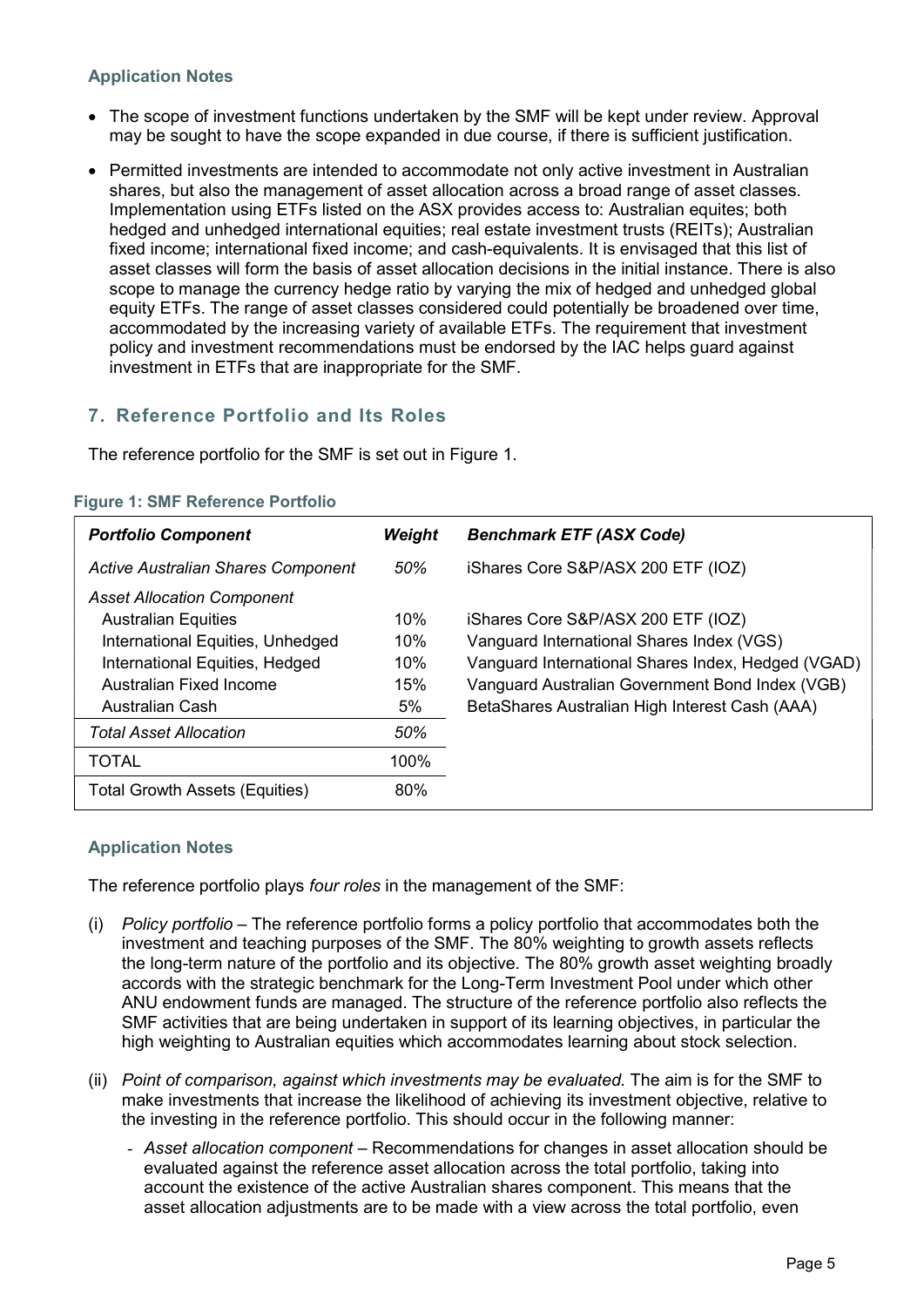### Application Notes

- The scope of investment functions undertaken by the SMF will be kept under review. Approval may be sought to have the scope expanded in due course, if there is sufficient justification.
- Permitted investments are intended to accommodate not only active investment in Australian shares, but also the management of asset allocation across a broad range of asset classes. Implementation using ETFs listed on the ASX provides access to: Australian equites; both hedged and unhedged international equities; real estate investment trusts (REITs); Australian fixed income; international fixed income; and cash-equivalents. It is envisaged that this list of asset classes will form the basis of asset allocation decisions in the initial instance. There is also scope to manage the currency hedge ratio by varying the mix of hedged and unhedged global equity ETFs. The range of asset classes considered could potentially be broadened over time, accommodated by the increasing variety of available ETFs. The requirement that investment policy and investment recommendations must be endorsed by the IAC helps guard against investment in ETFs that are inappropriate for the SMF.

## 7. Reference Portfolio and Its Roles

The reference portfolio for the SMF is set out in Figure 1.

**Figure 1: SMF Reference Portfolio**

| *Portfolio Component* | *Weight* | *Benchmark ETF (ASX Code)* |
|---|---|---|
| *Active Australian Shares Component* | *50%* | iShares Core S&P/ASX 200 ETF (IOZ) |
| *Asset Allocation Component* | | |
| Australian Equities | 10% | iShares Core S&P/ASX 200 ETF (IOZ) |
| International Equities, Unhedged | 10% | Vanguard International Shares Index (VGS) |
| International Equities, Hedged | 10% | Vanguard International Shares Index, Hedged (VGAD) |
| Australian Fixed Income | 15% | Vanguard Australian Government Bond Index (VGB) |
| Australian Cash | 5% | BetaShares Australian High Interest Cash (AAA) |
| *Total Asset Allocation* | *50%* | |
| TOTAL | 100% | |
| Total Growth Assets (Equities) | 80% | |

### Application Notes

The reference portfolio plays *four roles* in the management of the SMF:

(i) *Policy portfolio* – The reference portfolio forms a policy portfolio that accommodates both the investment and teaching purposes of the SMF. The 80% weighting to growth assets reflects the long-term nature of the portfolio and its objective. The 80% growth asset weighting broadly accords with the strategic benchmark for the Long-Term Investment Pool under which other ANU endowment funds are managed. The structure of the reference portfolio also reflects the SMF activities that are being undertaken in support of its learning objectives, in particular the high weighting to Australian equities which accommodates learning about stock selection.

(ii) *Point of comparison, against which investments may be evaluated.* The aim is for the SMF to make investments that increase the likelihood of achieving its investment objective, relative to the investing in the reference portfolio. This should occur in the following manner:

- *Asset allocation component* – Recommendations for changes in asset allocation should be evaluated against the reference asset allocation across the total portfolio, taking into account the existence of the active Australian shares component. This means that the asset allocation adjustments are to be made with a view across the total portfolio, even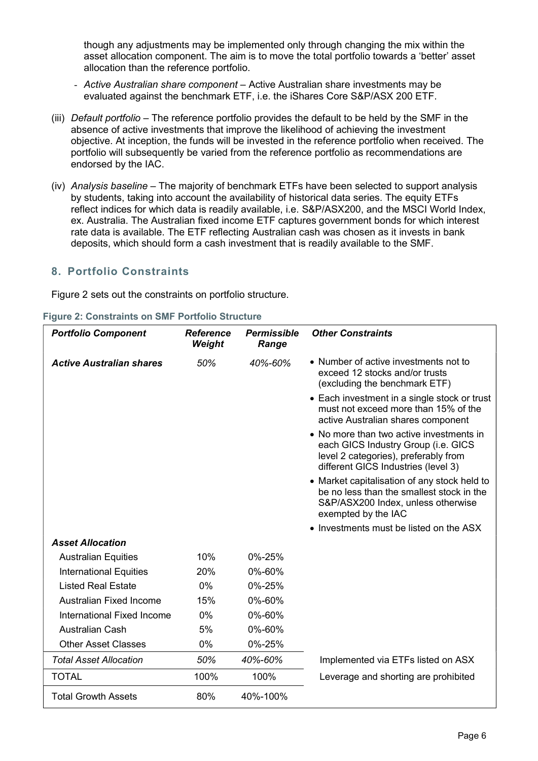though any adjustments may be implemented only through changing the mix within the asset allocation component. The aim is to move the total portfolio towards a 'better' asset allocation than the reference portfolio.

- *Active Australian share component* – Active Australian share investments may be evaluated against the benchmark ETF, i.e. the iShares Core S&P/ASX 200 ETF.

(iii) *Default portfolio* – The reference portfolio provides the default to be held by the SMF in the absence of active investments that improve the likelihood of achieving the investment objective. At inception, the funds will be invested in the reference portfolio when received. The portfolio will subsequently be varied from the reference portfolio as recommendations are endorsed by the IAC.

(iv) *Analysis baseline* – The majority of benchmark ETFs have been selected to support analysis by students, taking into account the availability of historical data series. The equity ETFs reflect indices for which data is readily available, i.e. S&P/ASX200, and the MSCI World Index, ex. Australia. The Australian fixed income ETF captures government bonds for which interest rate data is available. The ETF reflecting Australian cash was chosen as it invests in bank deposits, which should form a cash investment that is readily available to the SMF.

## 8. Portfolio Constraints

Figure 2 sets out the constraints on portfolio structure.

**Figure 2: Constraints on SMF Portfolio Structure**

| *Portfolio Component* | *Reference Weight* | *Permissible Range* | *Other Constraints* |
|---|---|---|---|
| ***Active Australian shares*** | *50%* | *40%-60%* | • Number of active investments not to exceed 12 stocks and/or trusts (excluding the benchmark ETF)<br>• Each investment in a single stock or trust must not exceed more than 15% of the active Australian shares component<br>• No more than two active investments in each GICS Industry Group (i.e. GICS level 2 categories), preferably from different GICS Industries (level 3)<br>• Market capitalisation of any stock held to be no less than the smallest stock in the S&P/ASX200 Index, unless otherwise exempted by the IAC<br>• Investments must be listed on the ASX |
| ***Asset Allocation*** | | | |
| Australian Equities | 10% | 0%-25% | |
| International Equities | 20% | 0%-60% | |
| Listed Real Estate | 0% | 0%-25% | |
| Australian Fixed Income | 15% | 0%-60% | |
| International Fixed Income | 0% | 0%-60% | |
| Australian Cash | 5% | 0%-60% | |
| Other Asset Classes | 0% | 0%-25% | |
| *Total Asset Allocation* | *50%* | *40%-60%* | Implemented via ETFs listed on ASX |
| TOTAL | 100% | 100% | Leverage and shorting are prohibited |
| Total Growth Assets | 80% | 40%-100% | |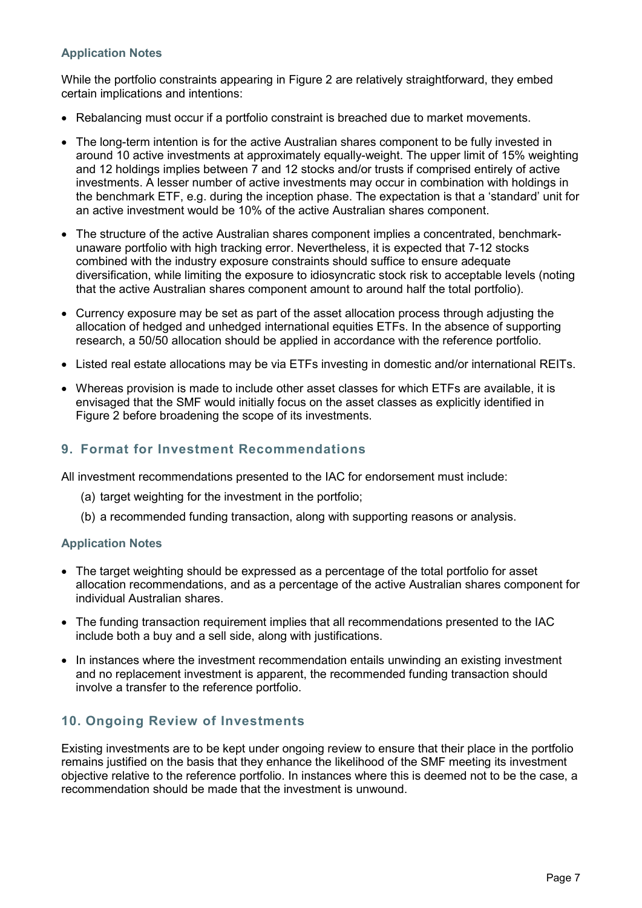### Application Notes

While the portfolio constraints appearing in Figure 2 are relatively straightforward, they embed certain implications and intentions:

- Rebalancing must occur if a portfolio constraint is breached due to market movements.
- The long-term intention is for the active Australian shares component to be fully invested in around 10 active investments at approximately equally-weight. The upper limit of 15% weighting and 12 holdings implies between 7 and 12 stocks and/or trusts if comprised entirely of active investments. A lesser number of active investments may occur in combination with holdings in the benchmark ETF, e.g. during the inception phase. The expectation is that a 'standard' unit for an active investment would be 10% of the active Australian shares component.
- The structure of the active Australian shares component implies a concentrated, benchmark-unaware portfolio with high tracking error. Nevertheless, it is expected that 7-12 stocks combined with the industry exposure constraints should suffice to ensure adequate diversification, while limiting the exposure to idiosyncratic stock risk to acceptable levels (noting that the active Australian shares component amount to around half the total portfolio).
- Currency exposure may be set as part of the asset allocation process through adjusting the allocation of hedged and unhedged international equities ETFs. In the absence of supporting research, a 50/50 allocation should be applied in accordance with the reference portfolio.
- Listed real estate allocations may be via ETFs investing in domestic and/or international REITs.
- Whereas provision is made to include other asset classes for which ETFs are available, it is envisaged that the SMF would initially focus on the asset classes as explicitly identified in Figure 2 before broadening the scope of its investments.

## 9. Format for Investment Recommendations

All investment recommendations presented to the IAC for endorsement must include:

(a) target weighting for the investment in the portfolio;

(b) a recommended funding transaction, along with supporting reasons or analysis.

### Application Notes

- The target weighting should be expressed as a percentage of the total portfolio for asset allocation recommendations, and as a percentage of the active Australian shares component for individual Australian shares.
- The funding transaction requirement implies that all recommendations presented to the IAC include both a buy and a sell side, along with justifications.
- In instances where the investment recommendation entails unwinding an existing investment and no replacement investment is apparent, the recommended funding transaction should involve a transfer to the reference portfolio.

## 10. Ongoing Review of Investments

Existing investments are to be kept under ongoing review to ensure that their place in the portfolio remains justified on the basis that they enhance the likelihood of the SMF meeting its investment objective relative to the reference portfolio. In instances where this is deemed not to be the case, a recommendation should be made that the investment is unwound.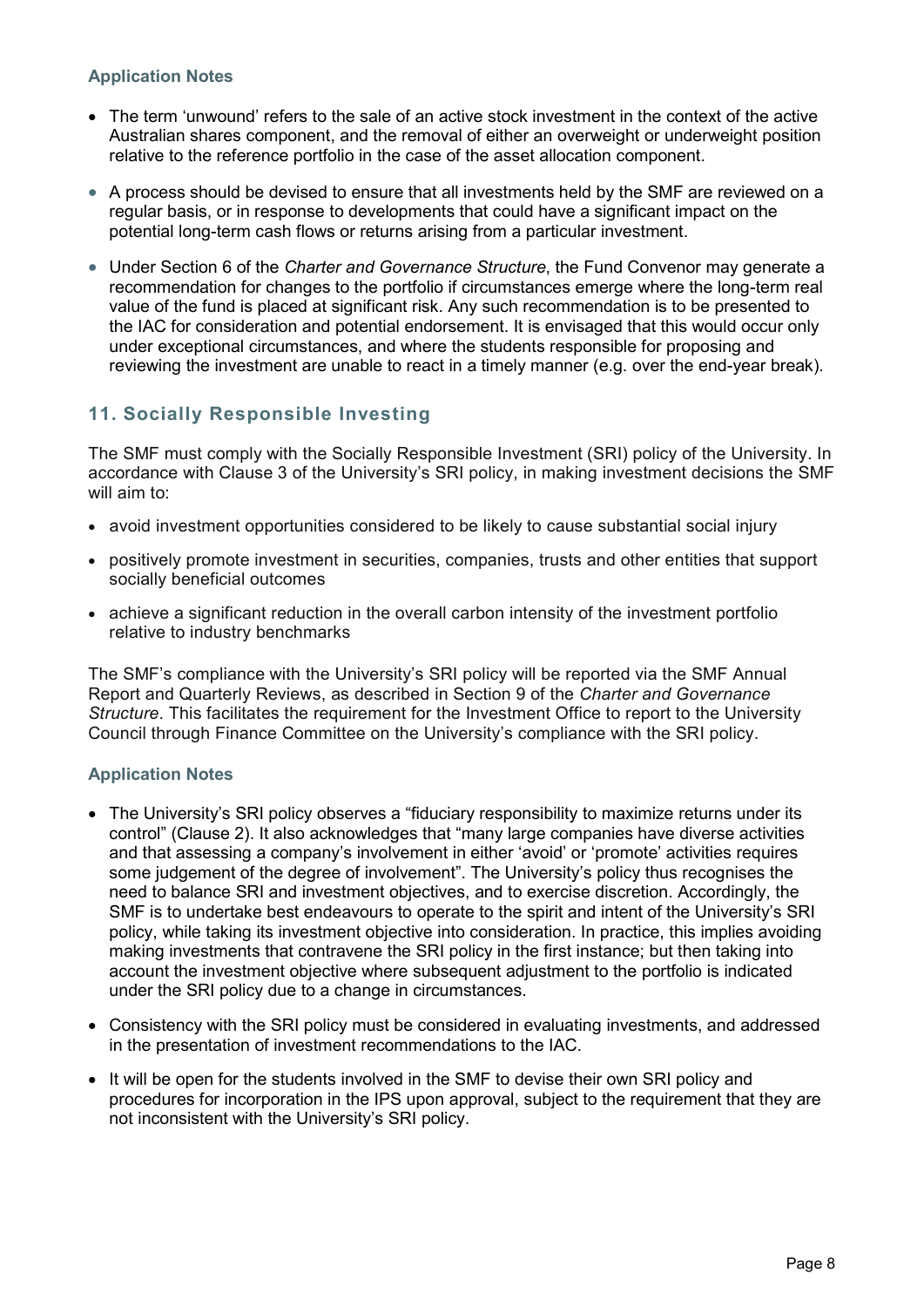### Application Notes

- The term 'unwound' refers to the sale of an active stock investment in the context of the active Australian shares component, and the removal of either an overweight or underweight position relative to the reference portfolio in the case of the asset allocation component.
- A process should be devised to ensure that all investments held by the SMF are reviewed on a regular basis, or in response to developments that could have a significant impact on the potential long-term cash flows or returns arising from a particular investment.
- Under Section 6 of the *Charter and Governance Structure*, the Fund Convenor may generate a recommendation for changes to the portfolio if circumstances emerge where the long-term real value of the fund is placed at significant risk. Any such recommendation is to be presented to the IAC for consideration and potential endorsement. It is envisaged that this would occur only under exceptional circumstances, and where the students responsible for proposing and reviewing the investment are unable to react in a timely manner (e.g. over the end-year break).

## 11. Socially Responsible Investing

The SMF must comply with the Socially Responsible Investment (SRI) policy of the University. In accordance with Clause 3 of the University's SRI policy, in making investment decisions the SMF will aim to:

- avoid investment opportunities considered to be likely to cause substantial social injury
- positively promote investment in securities, companies, trusts and other entities that support socially beneficial outcomes
- achieve a significant reduction in the overall carbon intensity of the investment portfolio relative to industry benchmarks

The SMF's compliance with the University's SRI policy will be reported via the SMF Annual Report and Quarterly Reviews, as described in Section 9 of the *Charter and Governance Structure*. This facilitates the requirement for the Investment Office to report to the University Council through Finance Committee on the University's compliance with the SRI policy.

### Application Notes

- The University's SRI policy observes a "fiduciary responsibility to maximize returns under its control" (Clause 2). It also acknowledges that "many large companies have diverse activities and that assessing a company's involvement in either 'avoid' or 'promote' activities requires some judgement of the degree of involvement". The University's policy thus recognises the need to balance SRI and investment objectives, and to exercise discretion. Accordingly, the SMF is to undertake best endeavours to operate to the spirit and intent of the University's SRI policy, while taking its investment objective into consideration. In practice, this implies avoiding making investments that contravene the SRI policy in the first instance; but then taking into account the investment objective where subsequent adjustment to the portfolio is indicated under the SRI policy due to a change in circumstances.
- Consistency with the SRI policy must be considered in evaluating investments, and addressed in the presentation of investment recommendations to the IAC.
- It will be open for the students involved in the SMF to devise their own SRI policy and procedures for incorporation in the IPS upon approval, subject to the requirement that they are not inconsistent with the University's SRI policy.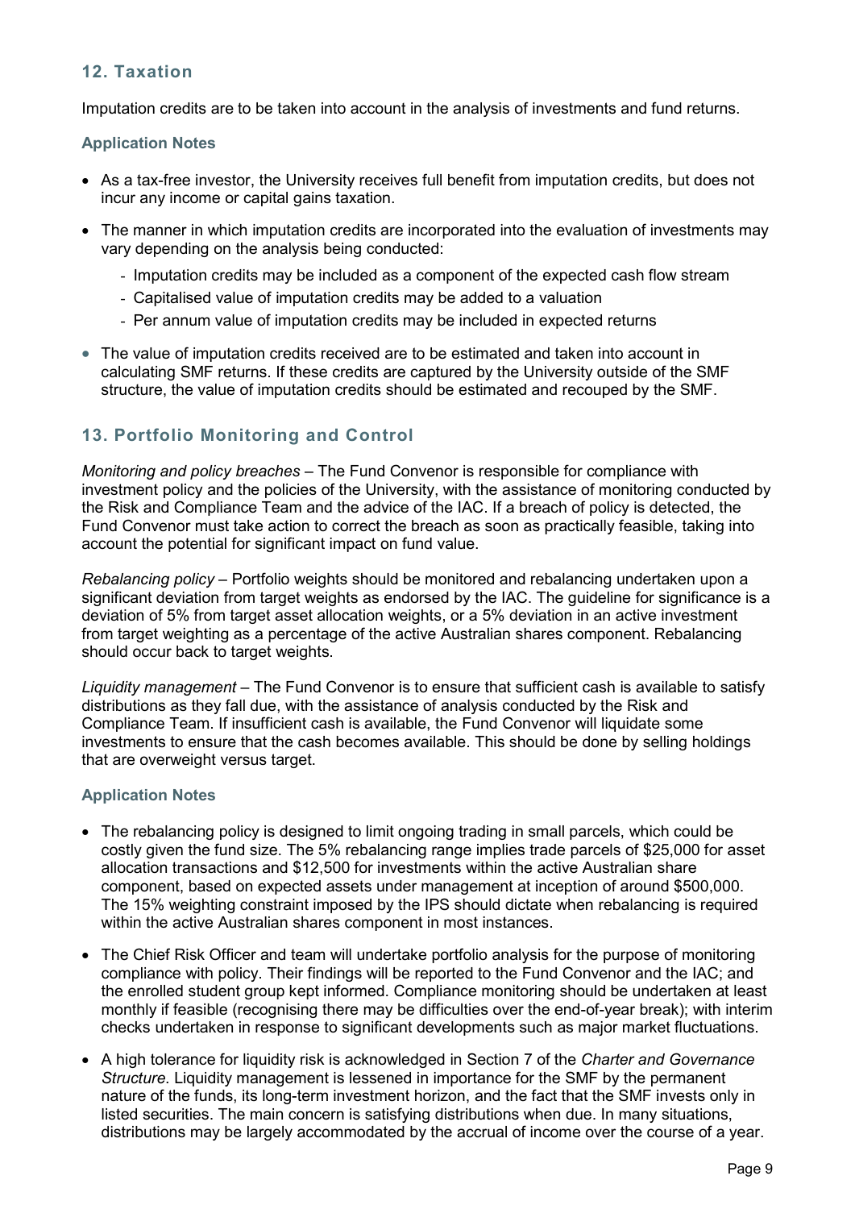## 12. Taxation

Imputation credits are to be taken into account in the analysis of investments and fund returns.

### Application Notes

- As a tax-free investor, the University receives full benefit from imputation credits, but does not incur any income or capital gains taxation.
- The manner in which imputation credits are incorporated into the evaluation of investments may vary depending on the analysis being conducted:
  - Imputation credits may be included as a component of the expected cash flow stream
  - Capitalised value of imputation credits may be added to a valuation
  - Per annum value of imputation credits may be included in expected returns
- The value of imputation credits received are to be estimated and taken into account in calculating SMF returns. If these credits are captured by the University outside of the SMF structure, the value of imputation credits should be estimated and recouped by the SMF.

## 13. Portfolio Monitoring and Control

*Monitoring and policy breaches* – The Fund Convenor is responsible for compliance with investment policy and the policies of the University, with the assistance of monitoring conducted by the Risk and Compliance Team and the advice of the IAC. If a breach of policy is detected, the Fund Convenor must take action to correct the breach as soon as practically feasible, taking into account the potential for significant impact on fund value.

*Rebalancing policy* – Portfolio weights should be monitored and rebalancing undertaken upon a significant deviation from target weights as endorsed by the IAC. The guideline for significance is a deviation of 5% from target asset allocation weights, or a 5% deviation in an active investment from target weighting as a percentage of the active Australian shares component. Rebalancing should occur back to target weights.

*Liquidity management* – The Fund Convenor is to ensure that sufficient cash is available to satisfy distributions as they fall due, with the assistance of analysis conducted by the Risk and Compliance Team. If insufficient cash is available, the Fund Convenor will liquidate some investments to ensure that the cash becomes available. This should be done by selling holdings that are overweight versus target.

### Application Notes

- The rebalancing policy is designed to limit ongoing trading in small parcels, which could be costly given the fund size. The 5% rebalancing range implies trade parcels of $25,000 for asset allocation transactions and $12,500 for investments within the active Australian share component, based on expected assets under management at inception of around $500,000. The 15% weighting constraint imposed by the IPS should dictate when rebalancing is required within the active Australian shares component in most instances.
- The Chief Risk Officer and team will undertake portfolio analysis for the purpose of monitoring compliance with policy. Their findings will be reported to the Fund Convenor and the IAC; and the enrolled student group kept informed. Compliance monitoring should be undertaken at least monthly if feasible (recognising there may be difficulties over the end-of-year break); with interim checks undertaken in response to significant developments such as major market fluctuations.
- A high tolerance for liquidity risk is acknowledged in Section 7 of the *Charter and Governance Structure*. Liquidity management is lessened in importance for the SMF by the permanent nature of the funds, its long-term investment horizon, and the fact that the SMF invests only in listed securities. The main concern is satisfying distributions when due. In many situations, distributions may be largely accommodated by the accrual of income over the course of a year.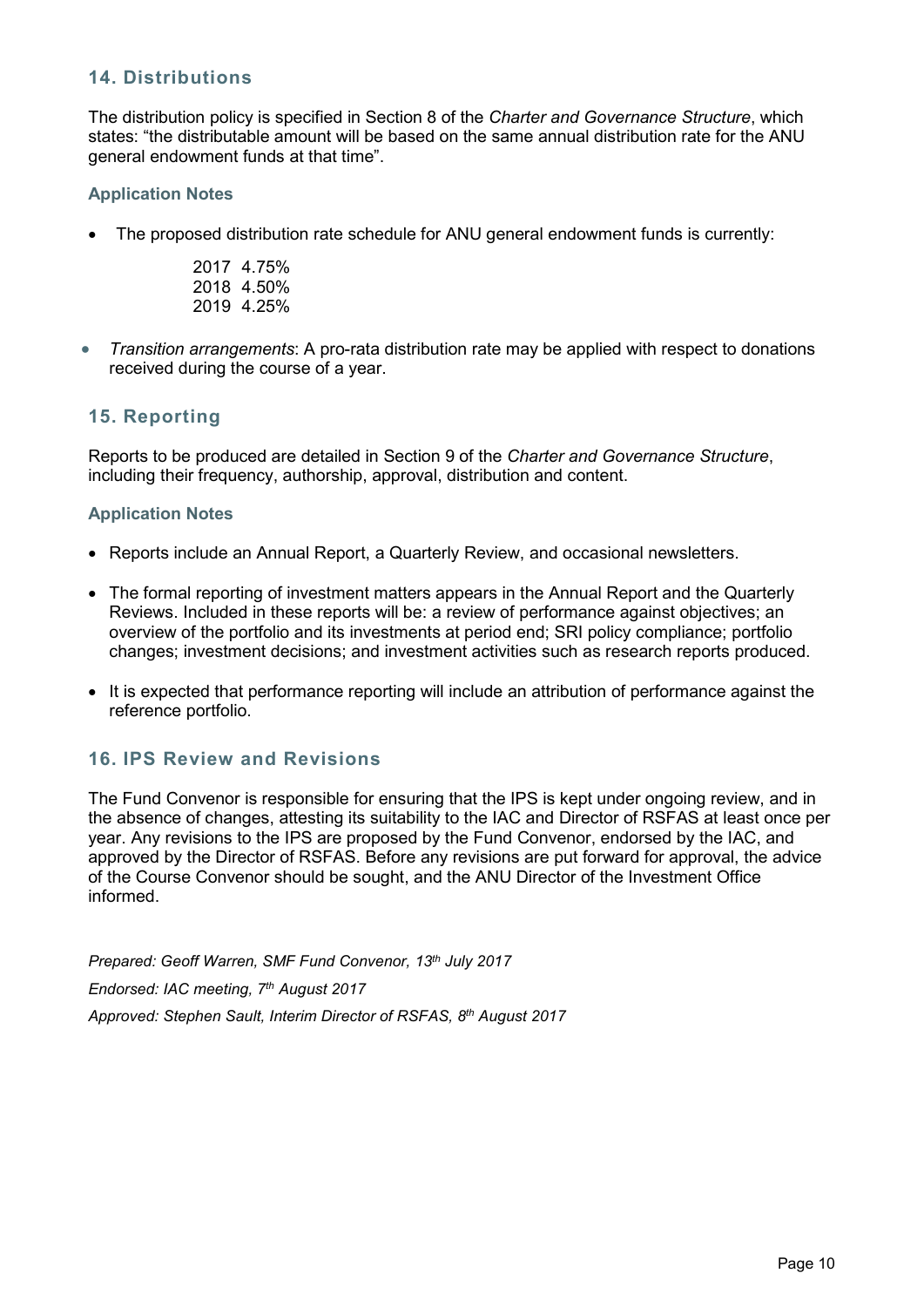## 14. Distributions

The distribution policy is specified in Section 8 of the *Charter and Governance Structure*, which states: "the distributable amount will be based on the same annual distribution rate for the ANU general endowment funds at that time".

### Application Notes

- The proposed distribution rate schedule for ANU general endowment funds is currently:

  2017 4.75%
  2018 4.50%
  2019 4.25%

- *Transition arrangements*: A pro-rata distribution rate may be applied with respect to donations received during the course of a year.

## 15. Reporting

Reports to be produced are detailed in Section 9 of the *Charter and Governance Structure*, including their frequency, authorship, approval, distribution and content.

### Application Notes

- Reports include an Annual Report, a Quarterly Review, and occasional newsletters.

- The formal reporting of investment matters appears in the Annual Report and the Quarterly Reviews. Included in these reports will be: a review of performance against objectives; an overview of the portfolio and its investments at period end; SRI policy compliance; portfolio changes; investment decisions; and investment activities such as research reports produced.

- It is expected that performance reporting will include an attribution of performance against the reference portfolio.

## 16. IPS Review and Revisions

The Fund Convenor is responsible for ensuring that the IPS is kept under ongoing review, and in the absence of changes, attesting its suitability to the IAC and Director of RSFAS at least once per year. Any revisions to the IPS are proposed by the Fund Convenor, endorsed by the IAC, and approved by the Director of RSFAS. Before any revisions are put forward for approval, the advice of the Course Convenor should be sought, and the ANU Director of the Investment Office informed.

*Prepared: Geoff Warren, SMF Fund Convenor, 13th July 2017*

*Endorsed: IAC meeting, 7th August 2017*

*Approved: Stephen Sault, Interim Director of RSFAS, 8th August 2017*